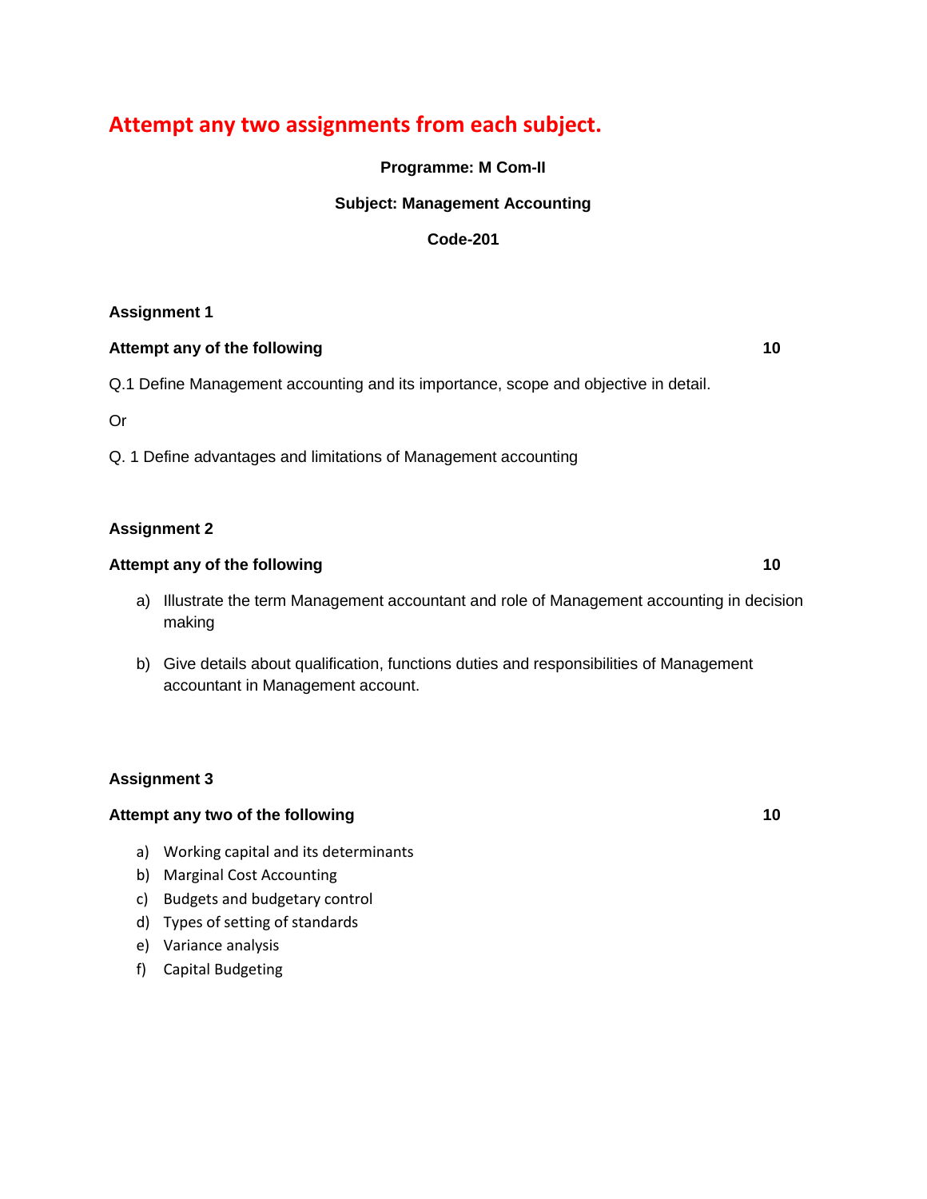# Attempt any two assignments from each subject.

**Programme: M Com-II**

**Subject: Management Accounting**

**Code-201**

**Assignment 1**

**Attempt any of the following** **10**

Q.1 Define Management accounting and its importance, scope and objective in detail.

Or

Q. 1 Define advantages and limitations of Management accounting

**Assignment 2**

**Attempt any of the following** **10**

a) Illustrate the term Management accountant and role of Management accounting in decision making

b) Give details about qualification, functions duties and responsibilities of Management accountant in Management account.

**Assignment 3**

**Attempt any two of the following** **10**

a) Working capital and its determinants
b) Marginal Cost Accounting
c) Budgets and budgetary control
d) Types of setting of standards
e) Variance analysis
f) Capital Budgeting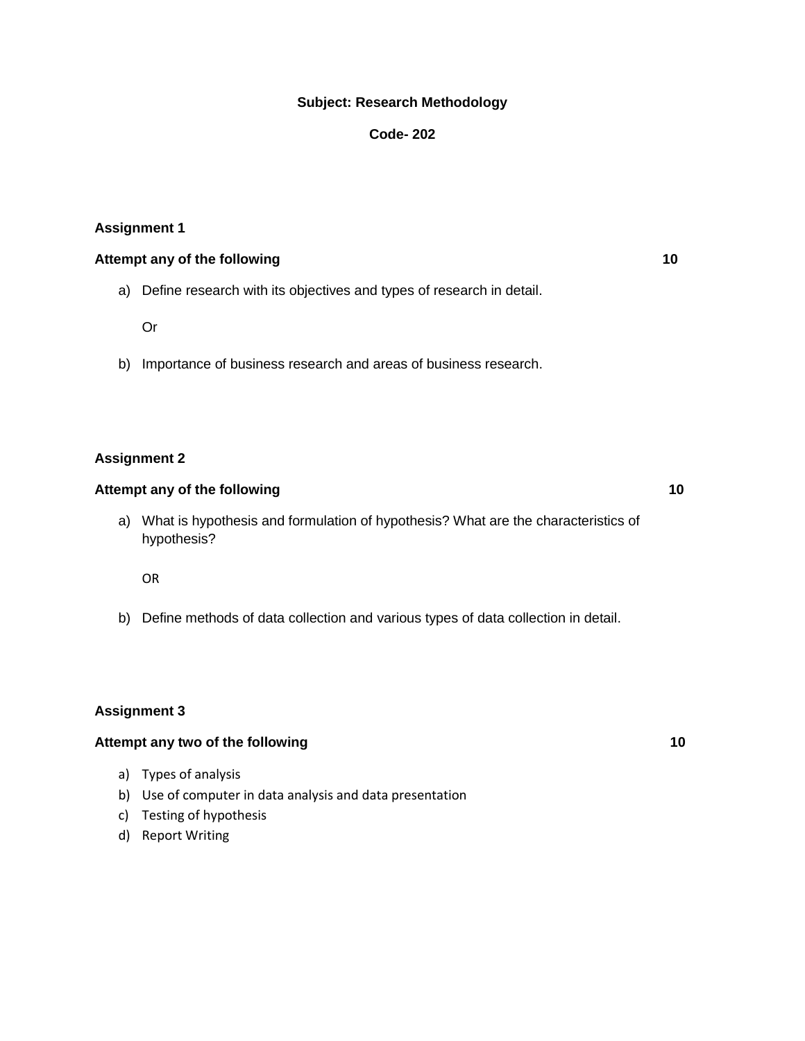**Subject: Research Methodology**

**Code- 202**

**Assignment 1**

**Attempt any of the following** **10**

a) Define research with its objectives and types of research in detail.

Or

b) Importance of business research and areas of business research.

**Assignment 2**

**Attempt any of the following** **10**

a) What is hypothesis and formulation of hypothesis? What are the characteristics of hypothesis?

OR

b) Define methods of data collection and various types of data collection in detail.

**Assignment 3**

**Attempt any two of the following** **10**

a) Types of analysis
b) Use of computer in data analysis and data presentation
c) Testing of hypothesis
d) Report Writing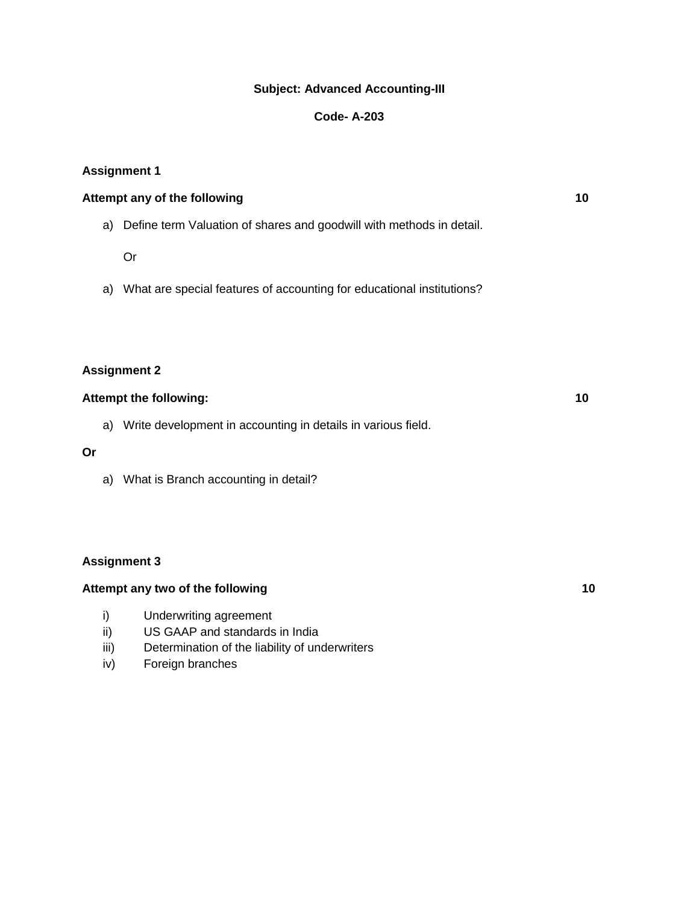**Subject: Advanced Accounting-III**

**Code- A-203**

**Assignment 1**

**Attempt any of the following** **10**

a) Define term Valuation of shares and goodwill with methods in detail.

Or

a) What are special features of accounting for educational institutions?

**Assignment 2**

**Attempt the following:** **10**

a) Write development in accounting in details in various field.

**Or**

a) What is Branch accounting in detail?

**Assignment 3**

**Attempt any two of the following** **10**

i) Underwriting agreement
ii) US GAAP and standards in India
iii) Determination of the liability of underwriters
iv) Foreign branches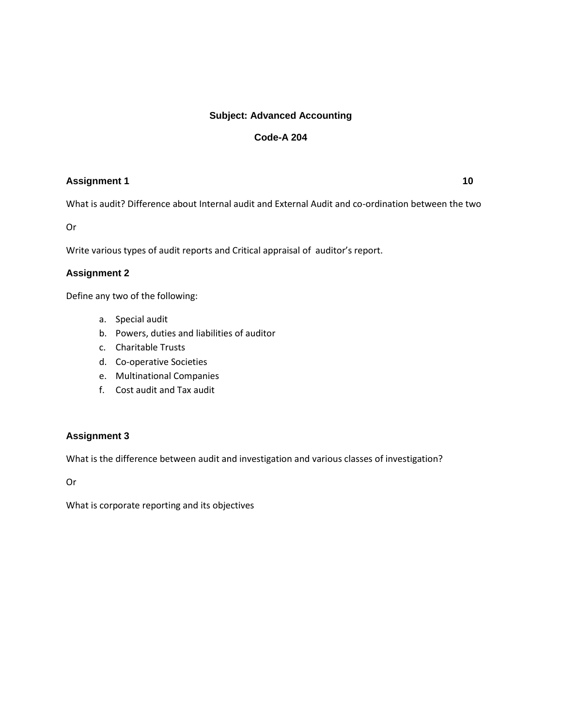**Subject: Advanced Accounting**

**Code-A 204**

### Assignment 1 10

What is audit? Difference about Internal audit and External Audit and co-ordination between the two

Or

Write various types of audit reports and Critical appraisal of auditor's report.

### Assignment 2

Define any two of the following:

a. Special audit
b. Powers, duties and liabilities of auditor
c. Charitable Trusts
d. Co-operative Societies
e. Multinational Companies
f. Cost audit and Tax audit

### Assignment 3

What is the difference between audit and investigation and various classes of investigation?

Or

What is corporate reporting and its objectives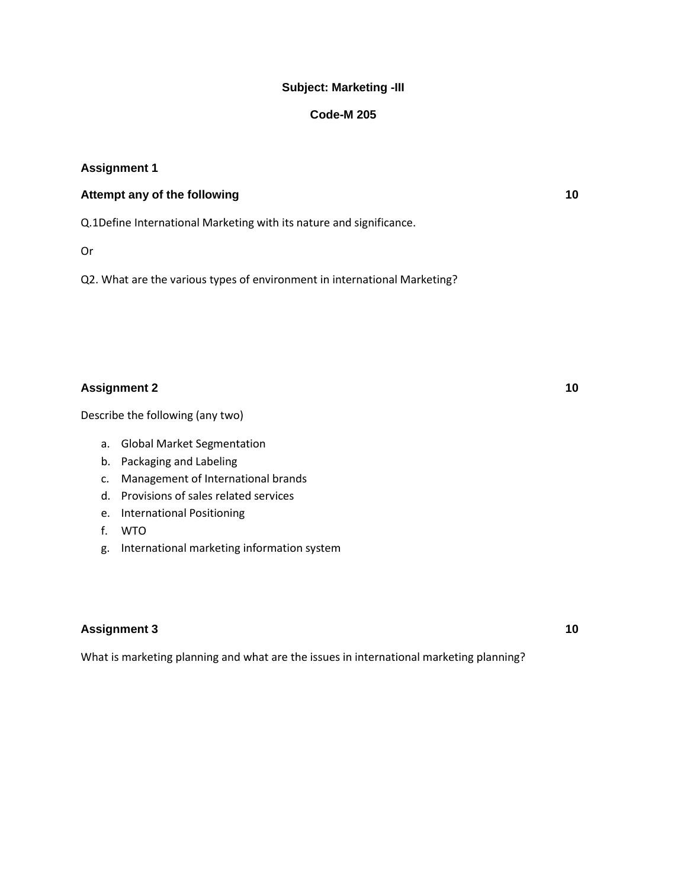**Subject: Marketing -III**

**Code-M 205**

### Assignment 1

**Attempt any of the following** **10**

Q.1Define International Marketing with its nature and significance.

Or

Q2. What are the various types of environment in international Marketing?

### Assignment 2 **10**

Describe the following (any two)

a. Global Market Segmentation
b. Packaging and Labeling
c. Management of International brands
d. Provisions of sales related services
e. International Positioning
f. WTO
g. International marketing information system

### Assignment 3 **10**

What is marketing planning and what are the issues in international marketing planning?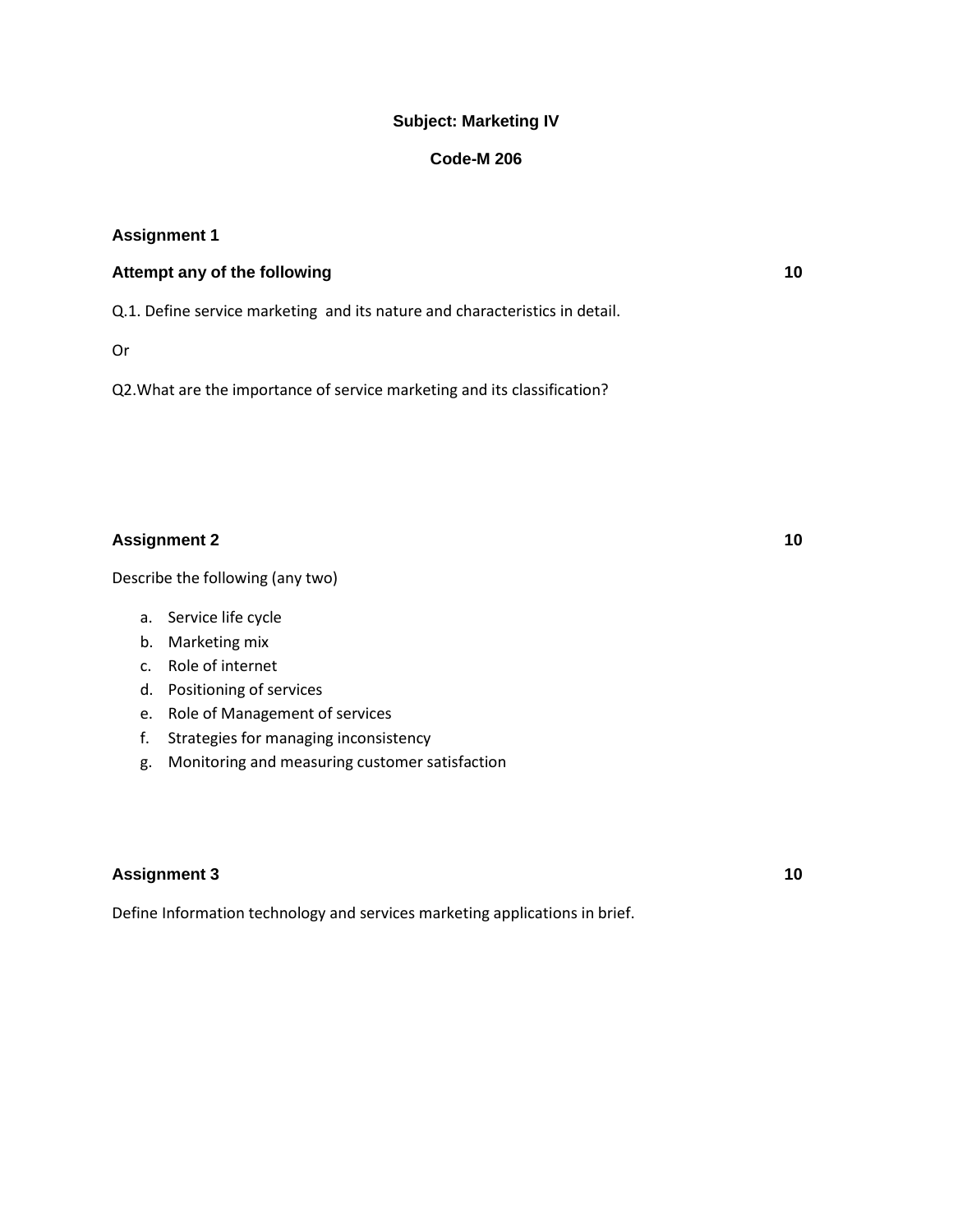**Subject: Marketing IV**

**Code-M 206**

### Assignment 1

**Attempt any of the following** **10**

Q.1. Define service marketing and its nature and characteristics in detail.

Or

Q2.What are the importance of service marketing and its classification?

### Assignment 2 **10**

Describe the following (any two)

a. Service life cycle
b. Marketing mix
c. Role of internet
d. Positioning of services
e. Role of Management of services
f. Strategies for managing inconsistency
g. Monitoring and measuring customer satisfaction

### Assignment 3 **10**

Define Information technology and services marketing applications in brief.